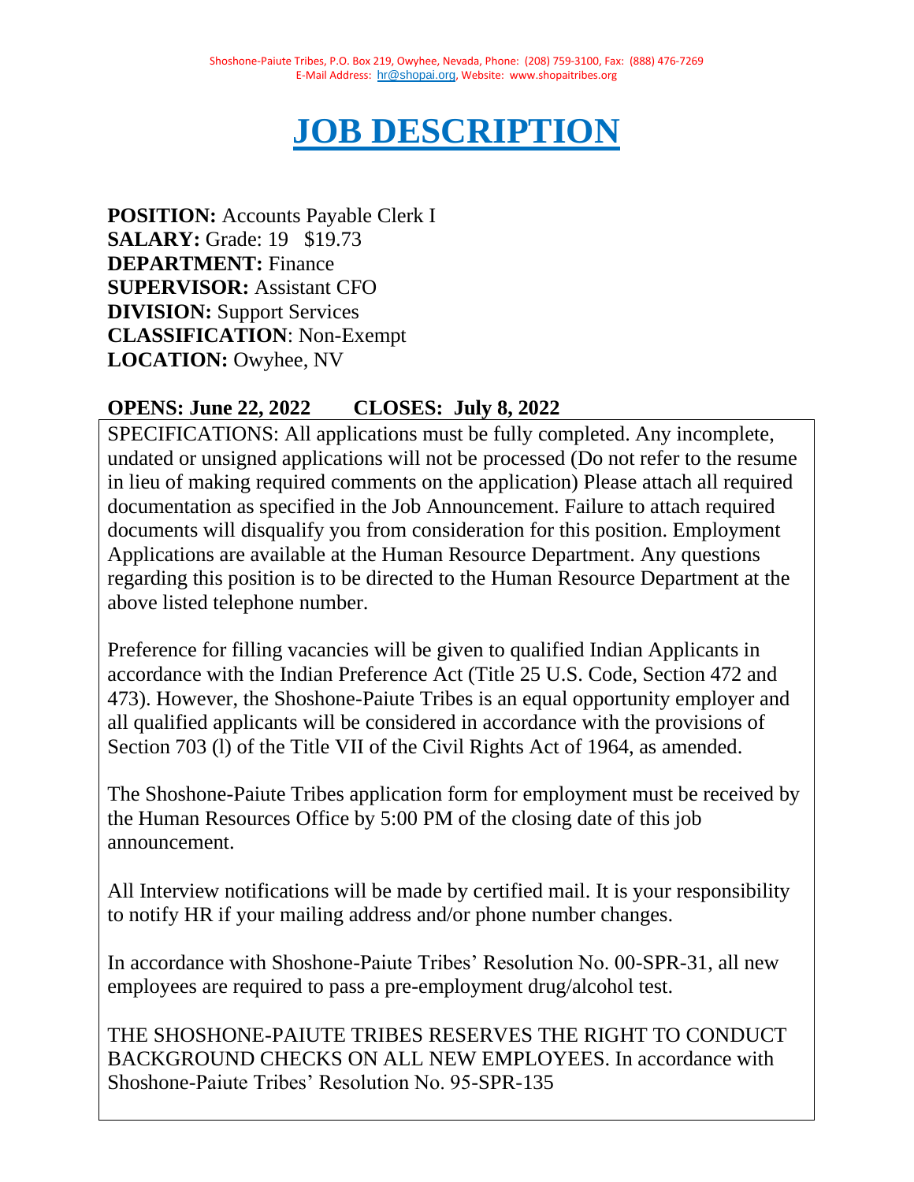Shoshone-Paiute Tribes, P.O. Box 219, Owyhee, Nevada, Phone: (208) 759-3100, Fax: (888) 476-7269
E-Mail Address: hr@shopai.org, Website: www.shopaitribes.org

# JOB DESCRIPTION

**POSITION:** Accounts Payable Clerk I
**SALARY:** Grade: 19 $19.73
**DEPARTMENT:** Finance
**SUPERVISOR:** Assistant CFO
**DIVISION:** Support Services
**CLASSIFICATION**: Non-Exempt
**LOCATION:** Owyhee, NV

**OPENS: June 22, 2022 CLOSES: July 8, 2022**

SPECIFICATIONS: All applications must be fully completed. Any incomplete, undated or unsigned applications will not be processed (Do not refer to the resume in lieu of making required comments on the application) Please attach all required documentation as specified in the Job Announcement. Failure to attach required documents will disqualify you from consideration for this position. Employment Applications are available at the Human Resource Department. Any questions regarding this position is to be directed to the Human Resource Department at the above listed telephone number.

Preference for filling vacancies will be given to qualified Indian Applicants in accordance with the Indian Preference Act (Title 25 U.S. Code, Section 472 and 473). However, the Shoshone-Paiute Tribes is an equal opportunity employer and all qualified applicants will be considered in accordance with the provisions of Section 703 (l) of the Title VII of the Civil Rights Act of 1964, as amended.

The Shoshone-Paiute Tribes application form for employment must be received by the Human Resources Office by 5:00 PM of the closing date of this job announcement.

All Interview notifications will be made by certified mail. It is your responsibility to notify HR if your mailing address and/or phone number changes.

In accordance with Shoshone-Paiute Tribes' Resolution No. 00-SPR-31, all new employees are required to pass a pre-employment drug/alcohol test.

THE SHOSHONE-PAIUTE TRIBES RESERVES THE RIGHT TO CONDUCT BACKGROUND CHECKS ON ALL NEW EMPLOYEES. In accordance with Shoshone-Paiute Tribes' Resolution No. 95-SPR-135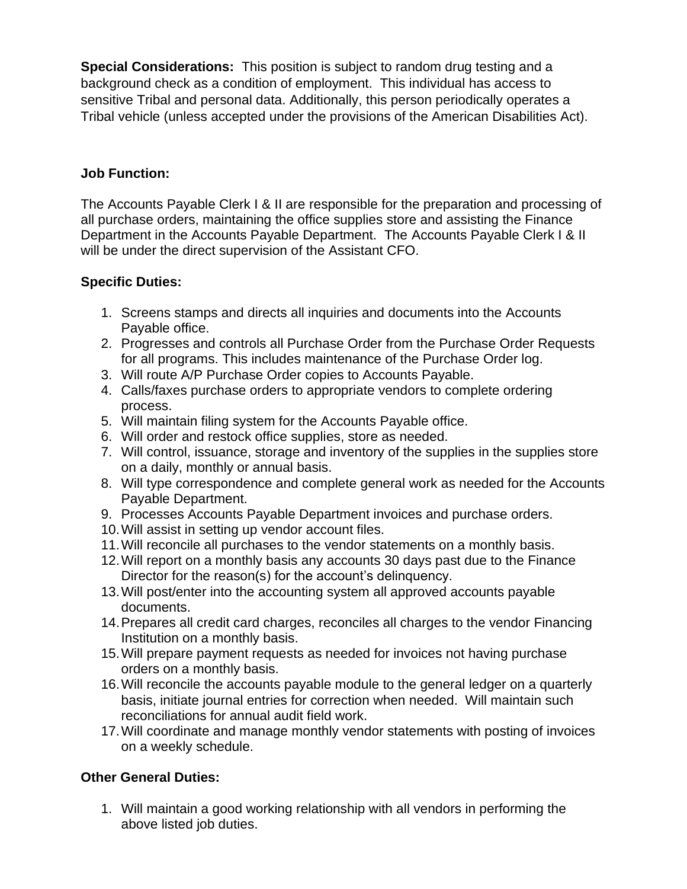**Special Considerations:** This position is subject to random drug testing and a background check as a condition of employment. This individual has access to sensitive Tribal and personal data. Additionally, this person periodically operates a Tribal vehicle (unless accepted under the provisions of the American Disabilities Act).

**Job Function:**

The Accounts Payable Clerk I & II are responsible for the preparation and processing of all purchase orders, maintaining the office supplies store and assisting the Finance Department in the Accounts Payable Department. The Accounts Payable Clerk I & II will be under the direct supervision of the Assistant CFO.

**Specific Duties:**

1. Screens stamps and directs all inquiries and documents into the Accounts Payable office.
2. Progresses and controls all Purchase Order from the Purchase Order Requests for all programs. This includes maintenance of the Purchase Order log.
3. Will route A/P Purchase Order copies to Accounts Payable.
4. Calls/faxes purchase orders to appropriate vendors to complete ordering process.
5. Will maintain filing system for the Accounts Payable office.
6. Will order and restock office supplies, store as needed.
7. Will control, issuance, storage and inventory of the supplies in the supplies store on a daily, monthly or annual basis.
8. Will type correspondence and complete general work as needed for the Accounts Payable Department.
9. Processes Accounts Payable Department invoices and purchase orders.
10. Will assist in setting up vendor account files.
11. Will reconcile all purchases to the vendor statements on a monthly basis.
12. Will report on a monthly basis any accounts 30 days past due to the Finance Director for the reason(s) for the account's delinquency.
13. Will post/enter into the accounting system all approved accounts payable documents.
14. Prepares all credit card charges, reconciles all charges to the vendor Financing Institution on a monthly basis.
15. Will prepare payment requests as needed for invoices not having purchase orders on a monthly basis.
16. Will reconcile the accounts payable module to the general ledger on a quarterly basis, initiate journal entries for correction when needed. Will maintain such reconciliations for annual audit field work.
17. Will coordinate and manage monthly vendor statements with posting of invoices on a weekly schedule.

**Other General Duties:**

1. Will maintain a good working relationship with all vendors in performing the above listed job duties.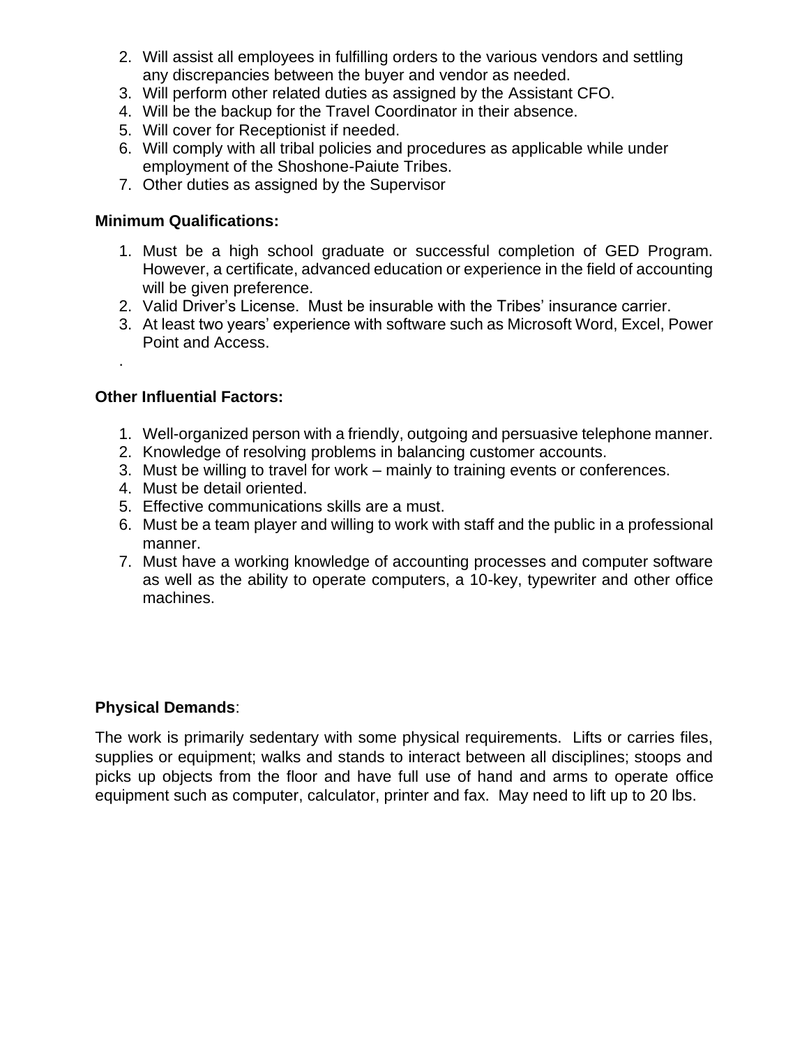2. Will assist all employees in fulfilling orders to the various vendors and settling any discrepancies between the buyer and vendor as needed.
3. Will perform other related duties as assigned by the Assistant CFO.
4. Will be the backup for the Travel Coordinator in their absence.
5. Will cover for Receptionist if needed.
6. Will comply with all tribal policies and procedures as applicable while under employment of the Shoshone-Paiute Tribes.
7. Other duties as assigned by the Supervisor

**Minimum Qualifications:**

1. Must be a high school graduate or successful completion of GED Program. However, a certificate, advanced education or experience in the field of accounting will be given preference.
2. Valid Driver's License. Must be insurable with the Tribes' insurance carrier.
3. At least two years' experience with software such as Microsoft Word, Excel, Power Point and Access.

.

**Other Influential Factors:**

1. Well-organized person with a friendly, outgoing and persuasive telephone manner.
2. Knowledge of resolving problems in balancing customer accounts.
3. Must be willing to travel for work – mainly to training events or conferences.
4. Must be detail oriented.
5. Effective communications skills are a must.
6. Must be a team player and willing to work with staff and the public in a professional manner.
7. Must have a working knowledge of accounting processes and computer software as well as the ability to operate computers, a 10-key, typewriter and other office machines.

**Physical Demands**:

The work is primarily sedentary with some physical requirements. Lifts or carries files, supplies or equipment; walks and stands to interact between all disciplines; stoops and picks up objects from the floor and have full use of hand and arms to operate office equipment such as computer, calculator, printer and fax. May need to lift up to 20 lbs.